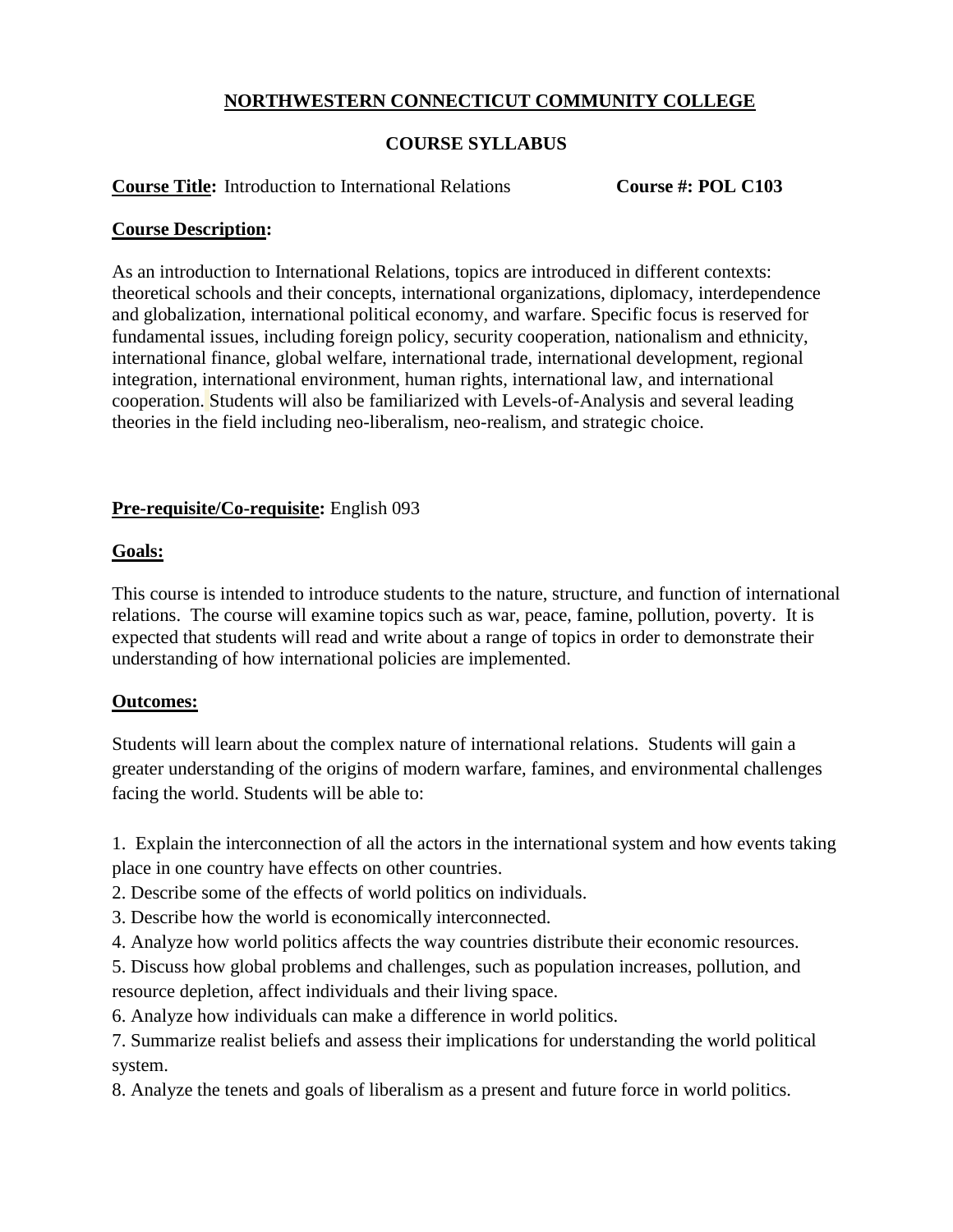**NORTHWESTERN CONNECTICUT COMMUNITY COLLEGE**

**COURSE SYLLABUS**

**Course Title:** Introduction to International Relations **Course #: POL C103**

**Course Description:**

As an introduction to International Relations, topics are introduced in different contexts: theoretical schools and their concepts, international organizations, diplomacy, interdependence and globalization, international political economy, and warfare. Specific focus is reserved for fundamental issues, including foreign policy, security cooperation, nationalism and ethnicity, international finance, global welfare, international trade, international development, regional integration, international environment, human rights, international law, and international cooperation. Students will also be familiarized with Levels-of-Analysis and several leading theories in the field including neo-liberalism, neo-realism, and strategic choice.

**Pre-requisite/Co-requisite:** English 093

**Goals:**

This course is intended to introduce students to the nature, structure, and function of international relations. The course will examine topics such as war, peace, famine, pollution, poverty. It is expected that students will read and write about a range of topics in order to demonstrate their understanding of how international policies are implemented.

**Outcomes:**

Students will learn about the complex nature of international relations. Students will gain a greater understanding of the origins of modern warfare, famines, and environmental challenges facing the world. Students will be able to:

1. Explain the interconnection of all the actors in the international system and how events taking place in one country have effects on other countries.
2. Describe some of the effects of world politics on individuals.
3. Describe how the world is economically interconnected.
4. Analyze how world politics affects the way countries distribute their economic resources.
5. Discuss how global problems and challenges, such as population increases, pollution, and resource depletion, affect individuals and their living space.
6. Analyze how individuals can make a difference in world politics.
7. Summarize realist beliefs and assess their implications for understanding the world political system.
8. Analyze the tenets and goals of liberalism as a present and future force in world politics.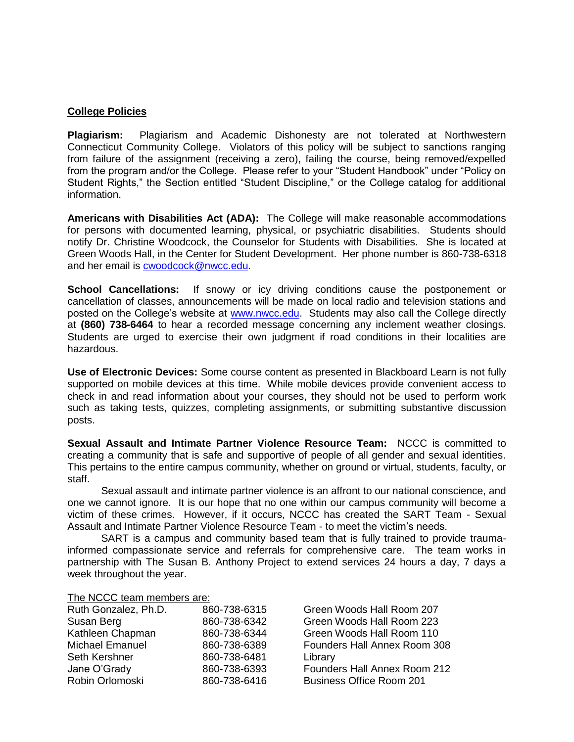## College Policies

**Plagiarism:** Plagiarism and Academic Dishonesty are not tolerated at Northwestern Connecticut Community College. Violators of this policy will be subject to sanctions ranging from failure of the assignment (receiving a zero), failing the course, being removed/expelled from the program and/or the College. Please refer to your "Student Handbook" under "Policy on Student Rights," the Section entitled "Student Discipline," or the College catalog for additional information.

**Americans with Disabilities Act (ADA):** The College will make reasonable accommodations for persons with documented learning, physical, or psychiatric disabilities. Students should notify Dr. Christine Woodcock, the Counselor for Students with Disabilities. She is located at Green Woods Hall, in the Center for Student Development. Her phone number is 860-738-6318 and her email is cwoodcock@nwcc.edu.

**School Cancellations:** If snowy or icy driving conditions cause the postponement or cancellation of classes, announcements will be made on local radio and television stations and posted on the College's website at www.nwcc.edu. Students may also call the College directly at **(860) 738-6464** to hear a recorded message concerning any inclement weather closings. Students are urged to exercise their own judgment if road conditions in their localities are hazardous.

**Use of Electronic Devices:** Some course content as presented in Blackboard Learn is not fully supported on mobile devices at this time. While mobile devices provide convenient access to check in and read information about your courses, they should not be used to perform work such as taking tests, quizzes, completing assignments, or submitting substantive discussion posts.

**Sexual Assault and Intimate Partner Violence Resource Team:** NCCC is committed to creating a community that is safe and supportive of people of all gender and sexual identities. This pertains to the entire campus community, whether on ground or virtual, students, faculty, or staff.

Sexual assault and intimate partner violence is an affront to our national conscience, and one we cannot ignore. It is our hope that no one within our campus community will become a victim of these crimes. However, if it occurs, NCCC has created the SART Team - Sexual Assault and Intimate Partner Violence Resource Team - to meet the victim's needs.

SART is a campus and community based team that is fully trained to provide trauma-informed compassionate service and referrals for comprehensive care. The team works in partnership with The Susan B. Anthony Project to extend services 24 hours a day, 7 days a week throughout the year.

The NCCC team members are:

| Name | Phone | Location |
|---|---|---|
| Ruth Gonzalez, Ph.D. | 860-738-6315 | Green Woods Hall Room 207 |
| Susan Berg | 860-738-6342 | Green Woods Hall Room 223 |
| Kathleen Chapman | 860-738-6344 | Green Woods Hall Room 110 |
| Michael Emanuel | 860-738-6389 | Founders Hall Annex Room 308 |
| Seth Kershner | 860-738-6481 | Library |
| Jane O'Grady | 860-738-6393 | Founders Hall Annex Room 212 |
| Robin Orlomoski | 860-738-6416 | Business Office Room 201 |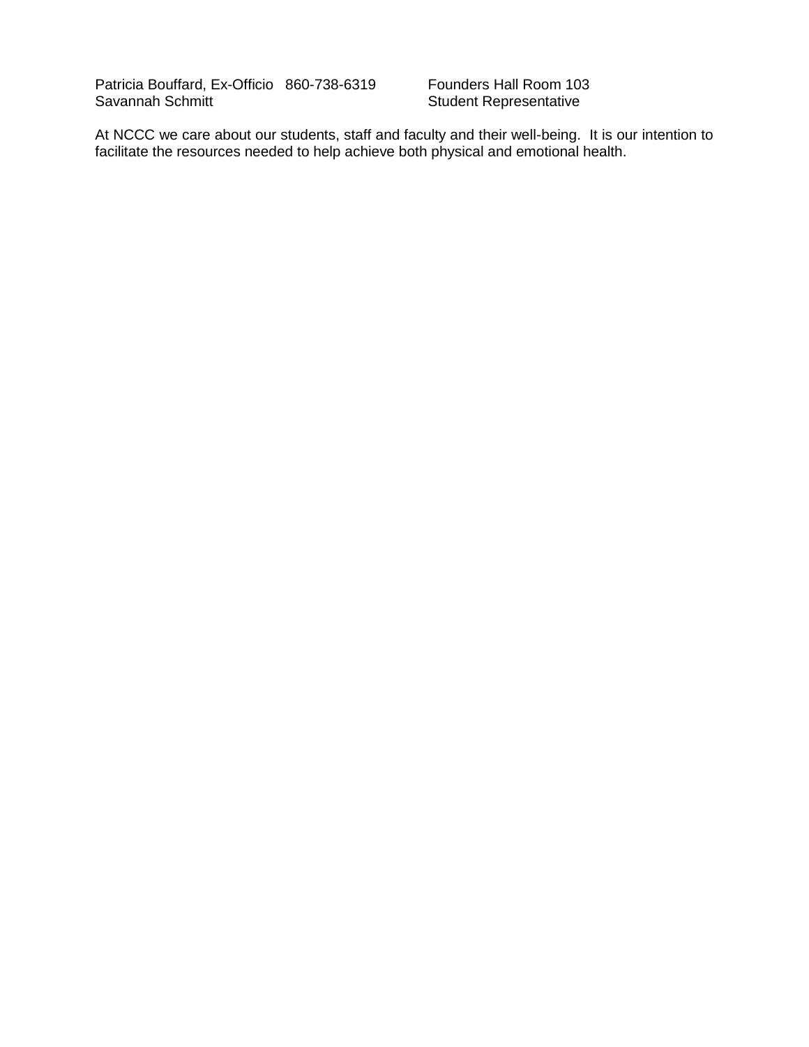| | | |
|---|---|---|
| Patricia Bouffard, Ex-Officio | 860-738-6319 | Founders Hall Room 103 |
| Savannah Schmitt | | Student Representative |

At NCCC we care about our students, staff and faculty and their well-being. It is our intention to facilitate the resources needed to help achieve both physical and emotional health.